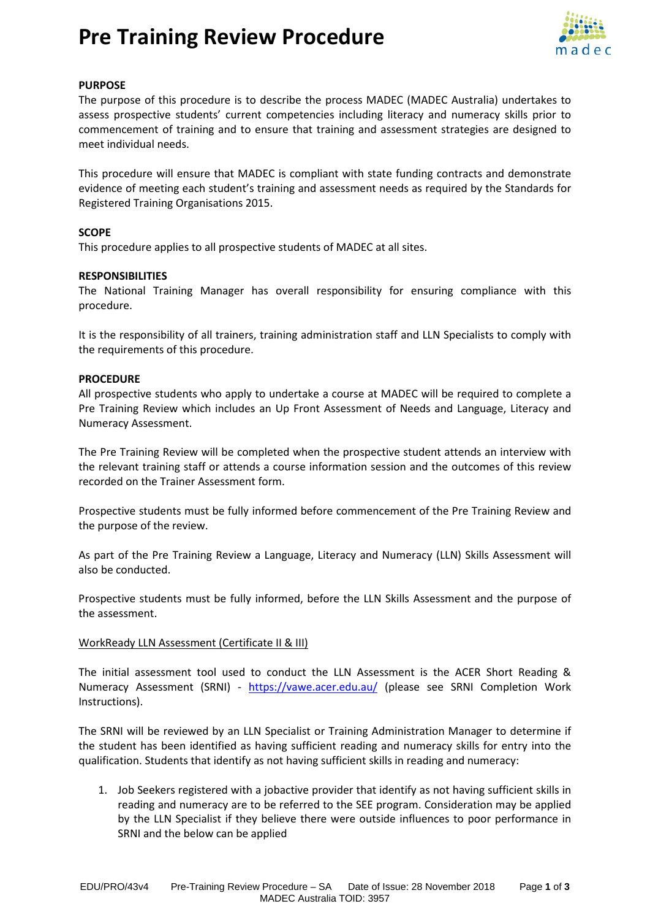# Pre Training Review Procedure

**PURPOSE**

The purpose of this procedure is to describe the process MADEC (MADEC Australia) undertakes to assess prospective students' current competencies including literacy and numeracy skills prior to commencement of training and to ensure that training and assessment strategies are designed to meet individual needs.

This procedure will ensure that MADEC is compliant with state funding contracts and demonstrate evidence of meeting each student's training and assessment needs as required by the Standards for Registered Training Organisations 2015.

**SCOPE**

This procedure applies to all prospective students of MADEC at all sites.

**RESPONSIBILITIES**

The National Training Manager has overall responsibility for ensuring compliance with this procedure.

It is the responsibility of all trainers, training administration staff and LLN Specialists to comply with the requirements of this procedure.

**PROCEDURE**

All prospective students who apply to undertake a course at MADEC will be required to complete a Pre Training Review which includes an Up Front Assessment of Needs and Language, Literacy and Numeracy Assessment.

The Pre Training Review will be completed when the prospective student attends an interview with the relevant training staff or attends a course information session and the outcomes of this review recorded on the Trainer Assessment form.

Prospective students must be fully informed before commencement of the Pre Training Review and the purpose of the review.

As part of the Pre Training Review a Language, Literacy and Numeracy (LLN) Skills Assessment will also be conducted.

Prospective students must be fully informed, before the LLN Skills Assessment and the purpose of the assessment.

WorkReady LLN Assessment (Certificate II & III)

The initial assessment tool used to conduct the LLN Assessment is the ACER Short Reading & Numeracy Assessment (SRNI) - https://vawe.acer.edu.au/ (please see SRNI Completion Work Instructions).

The SRNI will be reviewed by an LLN Specialist or Training Administration Manager to determine if the student has been identified as having sufficient reading and numeracy skills for entry into the qualification. Students that identify as not having sufficient skills in reading and numeracy:

1. Job Seekers registered with a jobactive provider that identify as not having sufficient skills in reading and numeracy are to be referred to the SEE program. Consideration may be applied by the LLN Specialist if they believe there were outside influences to poor performance in SRNI and the below can be applied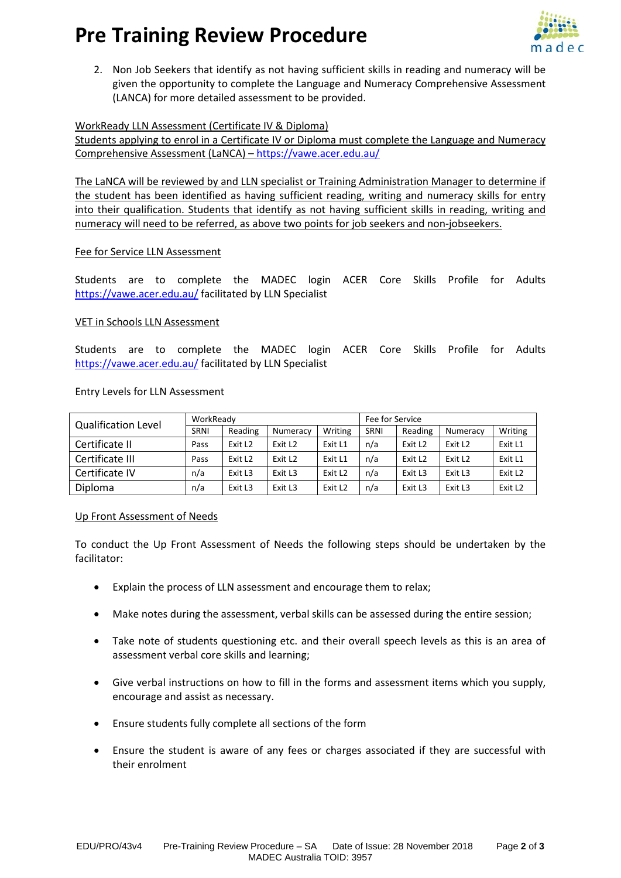2. Non Job Seekers that identify as not having sufficient skills in reading and numeracy will be given the opportunity to complete the Language and Numeracy Comprehensive Assessment (LANCA) for more detailed assessment to be provided.

WorkReady LLN Assessment (Certificate IV & Diploma)

Students applying to enrol in a Certificate IV or Diploma must complete the Language and Numeracy Comprehensive Assessment (LaNCA) – https://vawe.acer.edu.au/

The LaNCA will be reviewed by and LLN specialist or Training Administration Manager to determine if the student has been identified as having sufficient reading, writing and numeracy skills for entry into their qualification. Students that identify as not having sufficient skills in reading, writing and numeracy will need to be referred, as above two points for job seekers and non-jobseekers.

Fee for Service LLN Assessment

Students are to complete the MADEC login ACER Core Skills Profile for Adults https://vawe.acer.edu.au/ facilitated by LLN Specialist

VET in Schools LLN Assessment

Students are to complete the MADEC login ACER Core Skills Profile for Adults https://vawe.acer.edu.au/ facilitated by LLN Specialist

Entry Levels for LLN Assessment

| Qualification Level | WorkReady | | | | Fee for Service | | | |
|---|---|---|---|---|---|---|---|---|
| | SRNI | Reading | Numeracy | Writing | SRNI | Reading | Numeracy | Writing |
| Certificate II | Pass | Exit L2 | Exit L2 | Exit L1 | n/a | Exit L2 | Exit L2 | Exit L1 |
| Certificate III | Pass | Exit L2 | Exit L2 | Exit L1 | n/a | Exit L2 | Exit L2 | Exit L1 |
| Certificate IV | n/a | Exit L3 | Exit L3 | Exit L2 | n/a | Exit L3 | Exit L3 | Exit L2 |
| Diploma | n/a | Exit L3 | Exit L3 | Exit L2 | n/a | Exit L3 | Exit L3 | Exit L2 |

Up Front Assessment of Needs

To conduct the Up Front Assessment of Needs the following steps should be undertaken by the facilitator:

- Explain the process of LLN assessment and encourage them to relax;
- Make notes during the assessment, verbal skills can be assessed during the entire session;
- Take note of students questioning etc. and their overall speech levels as this is an area of assessment verbal core skills and learning;
- Give verbal instructions on how to fill in the forms and assessment items which you supply, encourage and assist as necessary.
- Ensure students fully complete all sections of the form
- Ensure the student is aware of any fees or charges associated if they are successful with their enrolment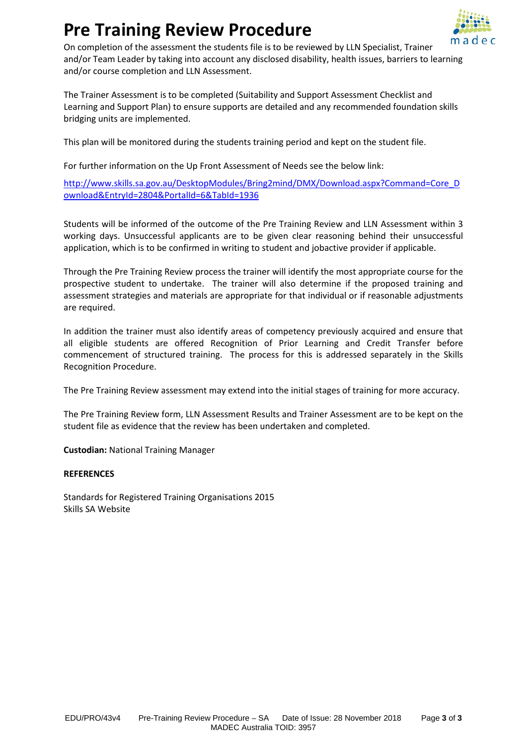# Pre Training Review Procedure

On completion of the assessment the students file is to be reviewed by LLN Specialist, Trainer and/or Team Leader by taking into account any disclosed disability, health issues, barriers to learning and/or course completion and LLN Assessment.

The Trainer Assessment is to be completed (Suitability and Support Assessment Checklist and Learning and Support Plan) to ensure supports are detailed and any recommended foundation skills bridging units are implemented.

This plan will be monitored during the students training period and kept on the student file.

For further information on the Up Front Assessment of Needs see the below link:

http://www.skills.sa.gov.au/DesktopModules/Bring2mind/DMX/Download.aspx?Command=Core_Download&EntryId=2804&PortalId=6&TabId=1936

Students will be informed of the outcome of the Pre Training Review and LLN Assessment within 3 working days. Unsuccessful applicants are to be given clear reasoning behind their unsuccessful application, which is to be confirmed in writing to student and jobactive provider if applicable.

Through the Pre Training Review process the trainer will identify the most appropriate course for the prospective student to undertake. The trainer will also determine if the proposed training and assessment strategies and materials are appropriate for that individual or if reasonable adjustments are required.

In addition the trainer must also identify areas of competency previously acquired and ensure that all eligible students are offered Recognition of Prior Learning and Credit Transfer before commencement of structured training. The process for this is addressed separately in the Skills Recognition Procedure.

The Pre Training Review assessment may extend into the initial stages of training for more accuracy.

The Pre Training Review form, LLN Assessment Results and Trainer Assessment are to be kept on the student file as evidence that the review has been undertaken and completed.

**Custodian:** National Training Manager

**REFERENCES**

Standards for Registered Training Organisations 2015
Skills SA Website